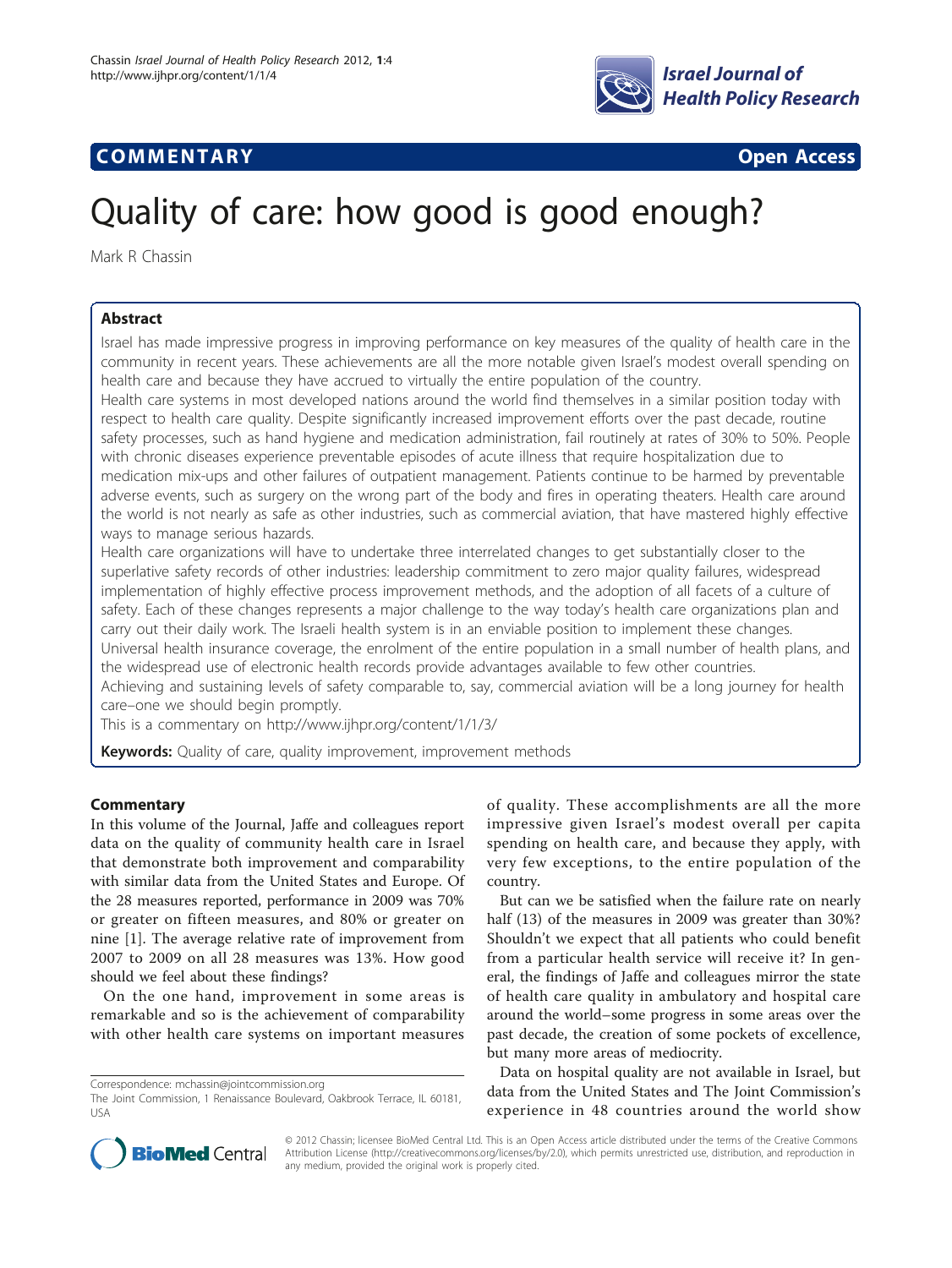COMMENTARY Open Access

# Quality of care: how good is good enough?

Mark R Chassin

## Abstract

Israel has made impressive progress in improving performance on key measures of the quality of health care in the community in recent years. These achievements are all the more notable given Israel's modest overall spending on health care and because they have accrued to virtually the entire population of the country.

Health care systems in most developed nations around the world find themselves in a similar position today with respect to health care quality. Despite significantly increased improvement efforts over the past decade, routine safety processes, such as hand hygiene and medication administration, fail routinely at rates of 30% to 50%. People with chronic diseases experience preventable episodes of acute illness that require hospitalization due to medication mix-ups and other failures of outpatient management. Patients continue to be harmed by preventable adverse events, such as surgery on the wrong part of the body and fires in operating theaters. Health care around the world is not nearly as safe as other industries, such as commercial aviation, that have mastered highly effective ways to manage serious hazards.

Health care organizations will have to undertake three interrelated changes to get substantially closer to the superlative safety records of other industries: leadership commitment to zero major quality failures, widespread implementation of highly effective process improvement methods, and the adoption of all facets of a culture of safety. Each of these changes represents a major challenge to the way today's health care organizations plan and carry out their daily work. The Israeli health system is in an enviable position to implement these changes. Universal health insurance coverage, the enrolment of the entire population in a small number of health plans, and the widespread use of electronic health records provide advantages available to few other countries.

Achieving and sustaining levels of safety comparable to, say, commercial aviation will be a long journey for health care–one we should begin promptly.

This is a commentary on http://www.ijhpr.org/content/1/1/3/

**Keywords:** Quality of care, quality improvement, improvement methods

## Commentary

In this volume of the Journal, Jaffe and colleagues report data on the quality of community health care in Israel that demonstrate both improvement and comparability with similar data from the United States and Europe. Of the 28 measures reported, performance in 2009 was 70% or greater on fifteen measures, and 80% or greater on nine [1]. The average relative rate of improvement from 2007 to 2009 on all 28 measures was 13%. How good should we feel about these findings?

On the one hand, improvement in some areas is remarkable and so is the achievement of comparability with other health care systems on important measures of quality. These accomplishments are all the more impressive given Israel's modest overall per capita spending on health care, and because they apply, with very few exceptions, to the entire population of the country.

But can we be satisfied when the failure rate on nearly half (13) of the measures in 2009 was greater than 30%? Shouldn't we expect that all patients who could benefit from a particular health service will receive it? In general, the findings of Jaffe and colleagues mirror the state of health care quality in ambulatory and hospital care around the world–some progress in some areas over the past decade, the creation of some pockets of excellence, but many more areas of mediocrity.

Data on hospital quality are not available in Israel, but data from the United States and The Joint Commission's experience in 48 countries around the world show

Correspondence: mchassin@jointcommission.org
The Joint Commission, 1 Renaissance Boulevard, Oakbrook Terrace, IL 60181, USA

© 2012 Chassin; licensee BioMed Central Ltd. This is an Open Access article distributed under the terms of the Creative Commons Attribution License (http://creativecommons.org/licenses/by/2.0), which permits unrestricted use, distribution, and reproduction in any medium, provided the original work is properly cited.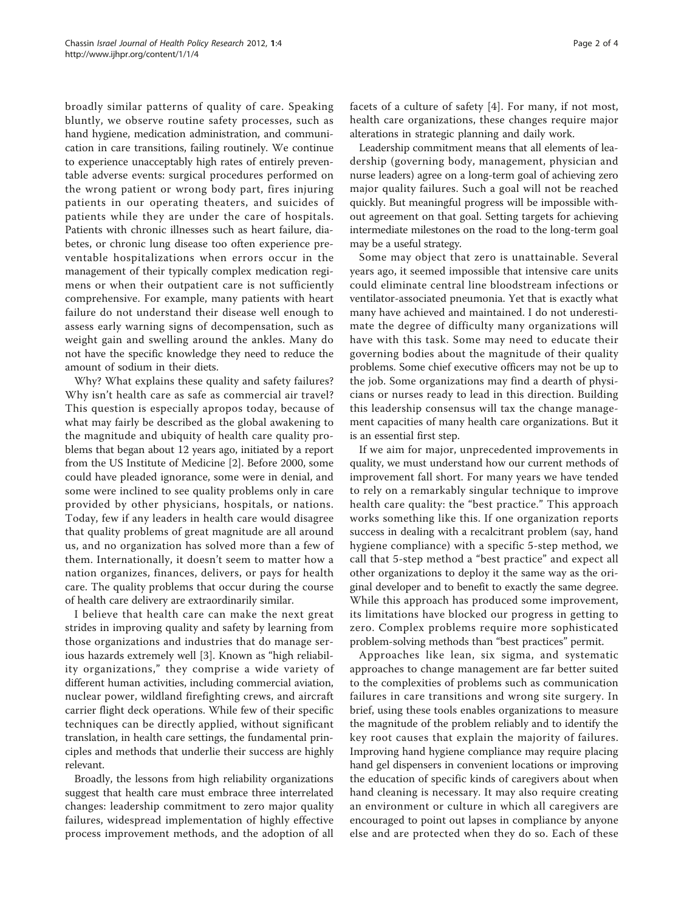broadly similar patterns of quality of care. Speaking bluntly, we observe routine safety processes, such as hand hygiene, medication administration, and communication in care transitions, failing routinely. We continue to experience unacceptably high rates of entirely preventable adverse events: surgical procedures performed on the wrong patient or wrong body part, fires injuring patients in our operating theaters, and suicides of patients while they are under the care of hospitals. Patients with chronic illnesses such as heart failure, diabetes, or chronic lung disease too often experience preventable hospitalizations when errors occur in the management of their typically complex medication regimens or when their outpatient care is not sufficiently comprehensive. For example, many patients with heart failure do not understand their disease well enough to assess early warning signs of decompensation, such as weight gain and swelling around the ankles. Many do not have the specific knowledge they need to reduce the amount of sodium in their diets.

Why? What explains these quality and safety failures? Why isn't health care as safe as commercial air travel? This question is especially apropos today, because of what may fairly be described as the global awakening to the magnitude and ubiquity of health care quality problems that began about 12 years ago, initiated by a report from the US Institute of Medicine [2]. Before 2000, some could have pleaded ignorance, some were in denial, and some were inclined to see quality problems only in care provided by other physicians, hospitals, or nations. Today, few if any leaders in health care would disagree that quality problems of great magnitude are all around us, and no organization has solved more than a few of them. Internationally, it doesn't seem to matter how a nation organizes, finances, delivers, or pays for health care. The quality problems that occur during the course of health care delivery are extraordinarily similar.

I believe that health care can make the next great strides in improving quality and safety by learning from those organizations and industries that do manage serious hazards extremely well [3]. Known as "high reliability organizations," they comprise a wide variety of different human activities, including commercial aviation, nuclear power, wildland firefighting crews, and aircraft carrier flight deck operations. While few of their specific techniques can be directly applied, without significant translation, in health care settings, the fundamental principles and methods that underlie their success are highly relevant.

Broadly, the lessons from high reliability organizations suggest that health care must embrace three interrelated changes: leadership commitment to zero major quality failures, widespread implementation of highly effective process improvement methods, and the adoption of all facets of a culture of safety [4]. For many, if not most, health care organizations, these changes require major alterations in strategic planning and daily work.

Leadership commitment means that all elements of leadership (governing body, management, physician and nurse leaders) agree on a long-term goal of achieving zero major quality failures. Such a goal will not be reached quickly. But meaningful progress will be impossible without agreement on that goal. Setting targets for achieving intermediate milestones on the road to the long-term goal may be a useful strategy.

Some may object that zero is unattainable. Several years ago, it seemed impossible that intensive care units could eliminate central line bloodstream infections or ventilator-associated pneumonia. Yet that is exactly what many have achieved and maintained. I do not underestimate the degree of difficulty many organizations will have with this task. Some may need to educate their governing bodies about the magnitude of their quality problems. Some chief executive officers may not be up to the job. Some organizations may find a dearth of physicians or nurses ready to lead in this direction. Building this leadership consensus will tax the change management capacities of many health care organizations. But it is an essential first step.

If we aim for major, unprecedented improvements in quality, we must understand how our current methods of improvement fall short. For many years we have tended to rely on a remarkably singular technique to improve health care quality: the "best practice." This approach works something like this. If one organization reports success in dealing with a recalcitrant problem (say, hand hygiene compliance) with a specific 5-step method, we call that 5-step method a "best practice" and expect all other organizations to deploy it the same way as the original developer and to benefit to exactly the same degree. While this approach has produced some improvement, its limitations have blocked our progress in getting to zero. Complex problems require more sophisticated problem-solving methods than "best practices" permit.

Approaches like lean, six sigma, and systematic approaches to change management are far better suited to the complexities of problems such as communication failures in care transitions and wrong site surgery. In brief, using these tools enables organizations to measure the magnitude of the problem reliably and to identify the key root causes that explain the majority of failures. Improving hand hygiene compliance may require placing hand gel dispensers in convenient locations or improving the education of specific kinds of caregivers about when hand cleaning is necessary. It may also require creating an environment or culture in which all caregivers are encouraged to point out lapses in compliance by anyone else and are protected when they do so. Each of these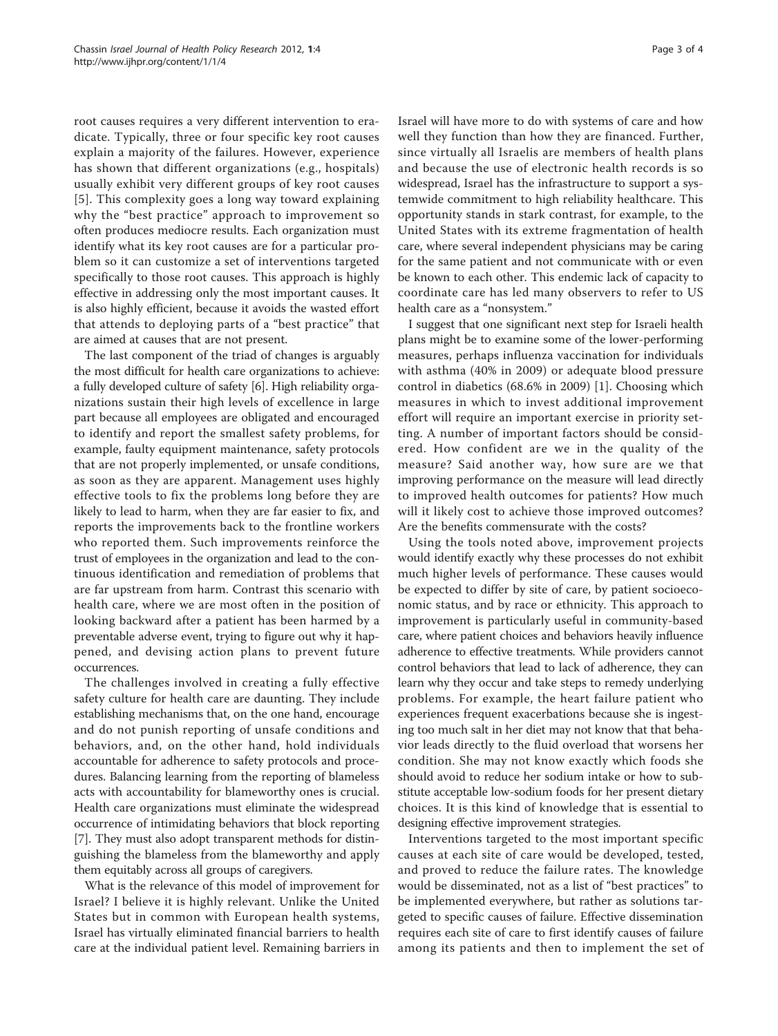root causes requires a very different intervention to eradicate. Typically, three or four specific key root causes explain a majority of the failures. However, experience has shown that different organizations (e.g., hospitals) usually exhibit very different groups of key root causes [5]. This complexity goes a long way toward explaining why the "best practice" approach to improvement so often produces mediocre results. Each organization must identify what its key root causes are for a particular problem so it can customize a set of interventions targeted specifically to those root causes. This approach is highly effective in addressing only the most important causes. It is also highly efficient, because it avoids the wasted effort that attends to deploying parts of a "best practice" that are aimed at causes that are not present.

The last component of the triad of changes is arguably the most difficult for health care organizations to achieve: a fully developed culture of safety [6]. High reliability organizations sustain their high levels of excellence in large part because all employees are obligated and encouraged to identify and report the smallest safety problems, for example, faulty equipment maintenance, safety protocols that are not properly implemented, or unsafe conditions, as soon as they are apparent. Management uses highly effective tools to fix the problems long before they are likely to lead to harm, when they are far easier to fix, and reports the improvements back to the frontline workers who reported them. Such improvements reinforce the trust of employees in the organization and lead to the continuous identification and remediation of problems that are far upstream from harm. Contrast this scenario with health care, where we are most often in the position of looking backward after a patient has been harmed by a preventable adverse event, trying to figure out why it happened, and devising action plans to prevent future occurrences.

The challenges involved in creating a fully effective safety culture for health care are daunting. They include establishing mechanisms that, on the one hand, encourage and do not punish reporting of unsafe conditions and behaviors, and, on the other hand, hold individuals accountable for adherence to safety protocols and procedures. Balancing learning from the reporting of blameless acts with accountability for blameworthy ones is crucial. Health care organizations must eliminate the widespread occurrence of intimidating behaviors that block reporting [7]. They must also adopt transparent methods for distinguishing the blameless from the blameworthy and apply them equitably across all groups of caregivers.

What is the relevance of this model of improvement for Israel? I believe it is highly relevant. Unlike the United States but in common with European health systems, Israel has virtually eliminated financial barriers to health care at the individual patient level. Remaining barriers in Israel will have more to do with systems of care and how well they function than how they are financed. Further, since virtually all Israelis are members of health plans and because the use of electronic health records is so widespread, Israel has the infrastructure to support a systemwide commitment to high reliability healthcare. This opportunity stands in stark contrast, for example, to the United States with its extreme fragmentation of health care, where several independent physicians may be caring for the same patient and not communicate with or even be known to each other. This endemic lack of capacity to coordinate care has led many observers to refer to US health care as a "nonsystem."

I suggest that one significant next step for Israeli health plans might be to examine some of the lower-performing measures, perhaps influenza vaccination for individuals with asthma (40% in 2009) or adequate blood pressure control in diabetics (68.6% in 2009) [1]. Choosing which measures in which to invest additional improvement effort will require an important exercise in priority setting. A number of important factors should be considered. How confident are we in the quality of the measure? Said another way, how sure are we that improving performance on the measure will lead directly to improved health outcomes for patients? How much will it likely cost to achieve those improved outcomes? Are the benefits commensurate with the costs?

Using the tools noted above, improvement projects would identify exactly why these processes do not exhibit much higher levels of performance. These causes would be expected to differ by site of care, by patient socioeconomic status, and by race or ethnicity. This approach to improvement is particularly useful in community-based care, where patient choices and behaviors heavily influence adherence to effective treatments. While providers cannot control behaviors that lead to lack of adherence, they can learn why they occur and take steps to remedy underlying problems. For example, the heart failure patient who experiences frequent exacerbations because she is ingesting too much salt in her diet may not know that that behavior leads directly to the fluid overload that worsens her condition. She may not know exactly which foods she should avoid to reduce her sodium intake or how to substitute acceptable low-sodium foods for her present dietary choices. It is this kind of knowledge that is essential to designing effective improvement strategies.

Interventions targeted to the most important specific causes at each site of care would be developed, tested, and proved to reduce the failure rates. The knowledge would be disseminated, not as a list of "best practices" to be implemented everywhere, but rather as solutions targeted to specific causes of failure. Effective dissemination requires each site of care to first identify causes of failure among its patients and then to implement the set of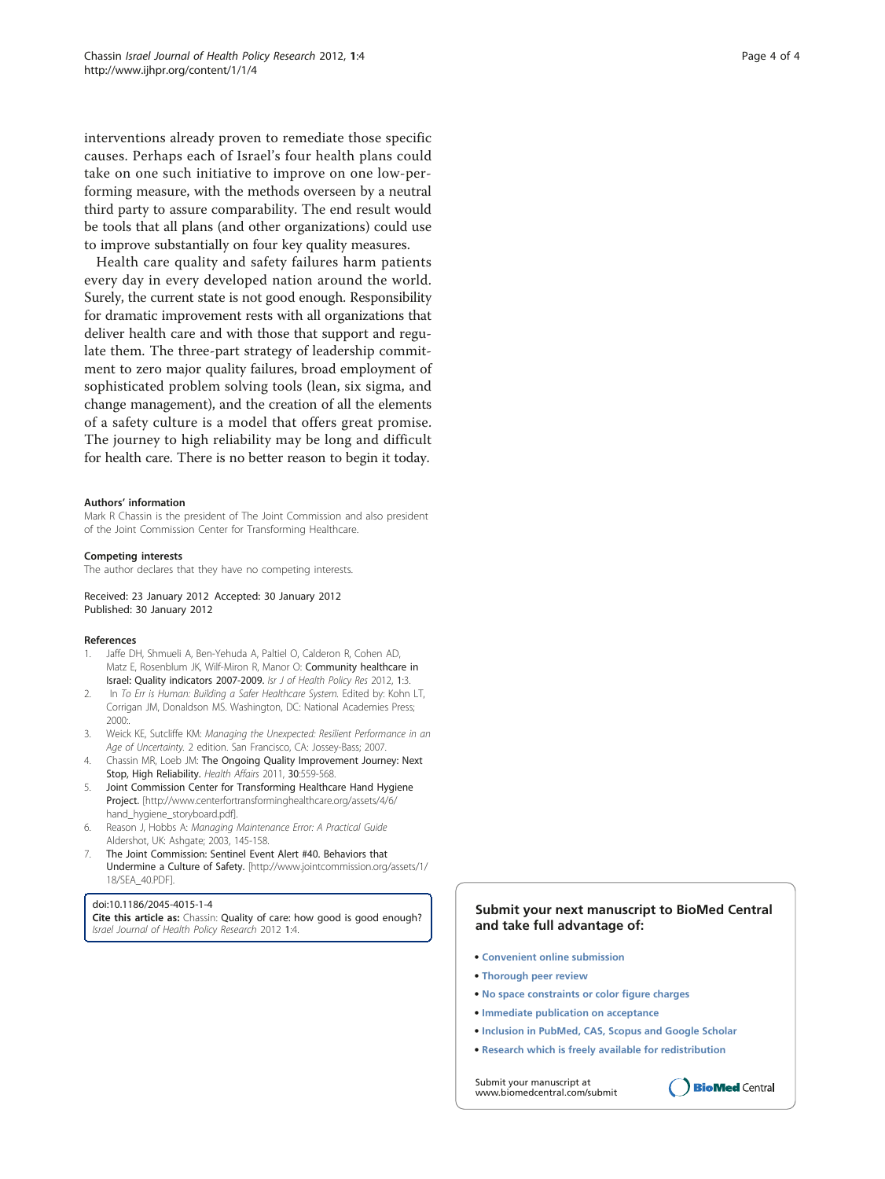interventions already proven to remediate those specific causes. Perhaps each of Israel's four health plans could take on one such initiative to improve on one low-performing measure, with the methods overseen by a neutral third party to assure comparability. The end result would be tools that all plans (and other organizations) could use to improve substantially on four key quality measures.

Health care quality and safety failures harm patients every day in every developed nation around the world. Surely, the current state is not good enough. Responsibility for dramatic improvement rests with all organizations that deliver health care and with those that support and regulate them. The three-part strategy of leadership commitment to zero major quality failures, broad employment of sophisticated problem solving tools (lean, six sigma, and change management), and the creation of all the elements of a safety culture is a model that offers great promise. The journey to high reliability may be long and difficult for health care. There is no better reason to begin it today.

#### Authors' information

Mark R Chassin is the president of The Joint Commission and also president of the Joint Commission Center for Transforming Healthcare.

#### Competing interests

The author declares that they have no competing interests.

Received: 23 January 2012 Accepted: 30 January 2012
Published: 30 January 2012

#### References

1. Jaffe DH, Shmueli A, Ben-Yehuda A, Paltiel O, Calderon R, Cohen AD, Matz E, Rosenblum JK, Wilf-Miron R, Manor O: **Community healthcare in Israel: Quality indicators 2007-2009.** *Isr J of Health Policy Res* 2012, **1**:3.
2. In *To Err is Human: Building a Safer Healthcare System.* Edited by: Kohn LT, Corrigan JM, Donaldson MS. Washington, DC: National Academies Press; 2000:.
3. Weick KE, Sutcliffe KM: *Managing the Unexpected: Resilient Performance in an Age of Uncertainty.* 2 edition. San Francisco, CA: Jossey-Bass; 2007.
4. Chassin MR, Loeb JM: **The Ongoing Quality Improvement Journey: Next Stop, High Reliability.** *Health Affairs* 2011, **30**:559-568.
5. **Joint Commission Center for Transforming Healthcare Hand Hygiene Project.** [http://www.centerfortransforminghealthcare.org/assets/4/6/hand_hygiene_storyboard.pdf].
6. Reason J, Hobbs A: *Managing Maintenance Error: A Practical Guide* Aldershot, UK: Ashgate; 2003, 145-158.
7. **The Joint Commission: Sentinel Event Alert #40. Behaviors that Undermine a Culture of Safety.** [http://www.jointcommission.org/assets/1/18/SEA_40.PDF].

doi:10.1186/2045-4015-1-4
**Cite this article as:** Chassin: **Quality of care: how good is good enough?** *Israel Journal of Health Policy Research* 2012 **1**:4.

**Submit your next manuscript to BioMed Central and take full advantage of:**

- **Convenient online submission**
- **Thorough peer review**
- **No space constraints or color figure charges**
- **Immediate publication on acceptance**
- **Inclusion in PubMed, CAS, Scopus and Google Scholar**
- **Research which is freely available for redistribution**

Submit your manuscript at
www.biomedcentral.com/submit